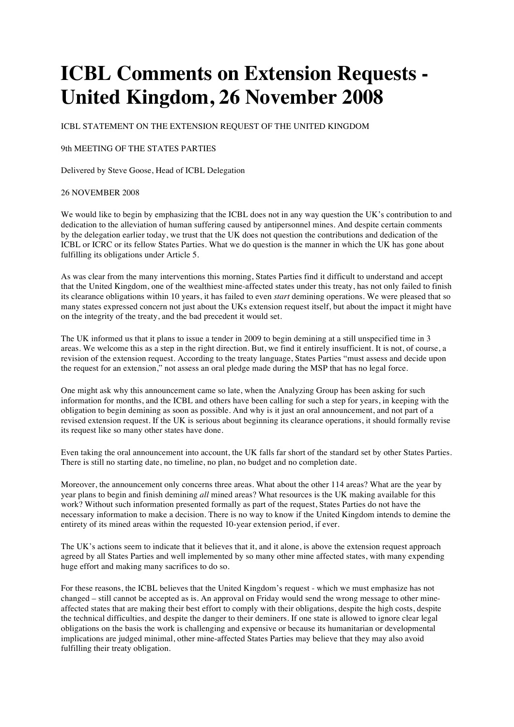# ICBL Comments on Extension Requests - United Kingdom, 26 November 2008

ICBL STATEMENT ON THE EXTENSION REQUEST OF THE UNITED KINGDOM

9th MEETING OF THE STATES PARTIES

Delivered by Steve Goose, Head of ICBL Delegation

26 NOVEMBER 2008

We would like to begin by emphasizing that the ICBL does not in any way question the UK's contribution to and dedication to the alleviation of human suffering caused by antipersonnel mines. And despite certain comments by the delegation earlier today, we trust that the UK does not question the contributions and dedication of the ICBL or ICRC or its fellow States Parties. What we do question is the manner in which the UK has gone about fulfilling its obligations under Article 5.

As was clear from the many interventions this morning, States Parties find it difficult to understand and accept that the United Kingdom, one of the wealthiest mine-affected states under this treaty, has not only failed to finish its clearance obligations within 10 years, it has failed to even *start* demining operations. We were pleased that so many states expressed concern not just about the UKs extension request itself, but about the impact it might have on the integrity of the treaty, and the bad precedent it would set.

The UK informed us that it plans to issue a tender in 2009 to begin demining at a still unspecified time in 3 areas. We welcome this as a step in the right direction. But, we find it entirely insufficient. It is not, of course, a revision of the extension request. According to the treaty language, States Parties "must assess and decide upon the request for an extension," not assess an oral pledge made during the MSP that has no legal force.

One might ask why this announcement came so late, when the Analyzing Group has been asking for such information for months, and the ICBL and others have been calling for such a step for years, in keeping with the obligation to begin demining as soon as possible. And why is it just an oral announcement, and not part of a revised extension request. If the UK is serious about beginning its clearance operations, it should formally revise its request like so many other states have done.

Even taking the oral announcement into account, the UK falls far short of the standard set by other States Parties. There is still no starting date, no timeline, no plan, no budget and no completion date.

Moreover, the announcement only concerns three areas. What about the other 114 areas? What are the year by year plans to begin and finish demining *all* mined areas? What resources is the UK making available for this work? Without such information presented formally as part of the request, States Parties do not have the necessary information to make a decision. There is no way to know if the United Kingdom intends to demine the entirety of its mined areas within the requested 10-year extension period, if ever.

The UK's actions seem to indicate that it believes that it, and it alone, is above the extension request approach agreed by all States Parties and well implemented by so many other mine affected states, with many expending huge effort and making many sacrifices to do so.

For these reasons, the ICBL believes that the United Kingdom's request - which we must emphasize has not changed – still cannot be accepted as is. An approval on Friday would send the wrong message to other mine-affected states that are making their best effort to comply with their obligations, despite the high costs, despite the technical difficulties, and despite the danger to their deminers. If one state is allowed to ignore clear legal obligations on the basis the work is challenging and expensive or because its humanitarian or developmental implications are judged minimal, other mine-affected States Parties may believe that they may also avoid fulfilling their treaty obligation.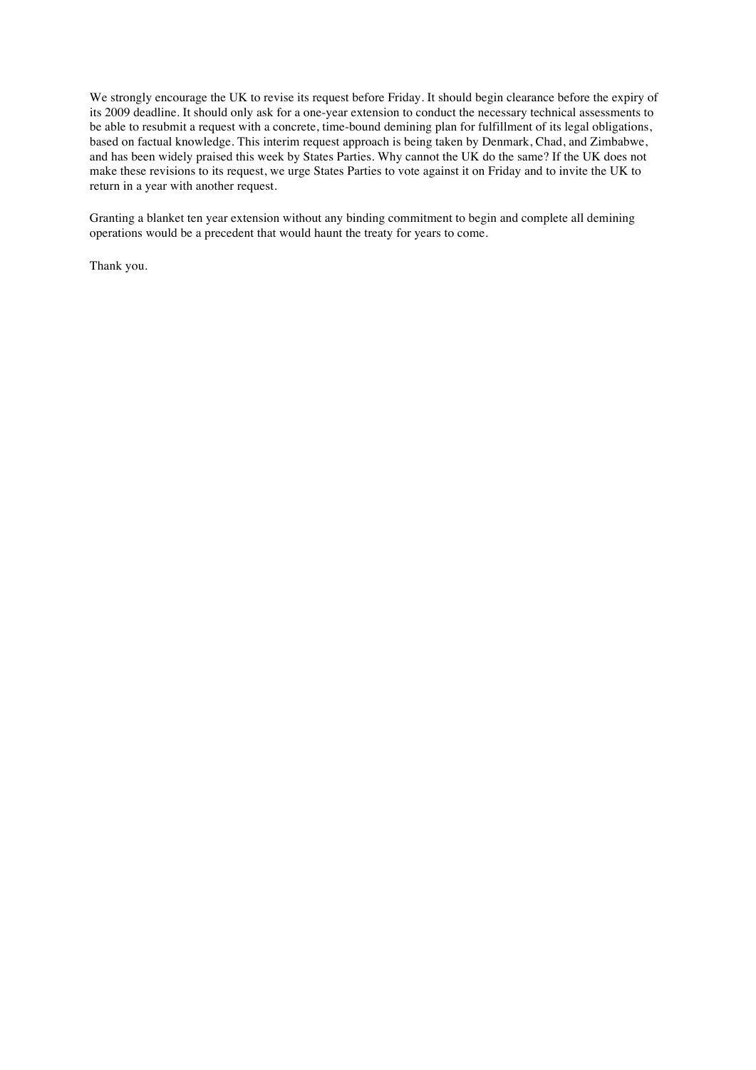We strongly encourage the UK to revise its request before Friday. It should begin clearance before the expiry of its 2009 deadline. It should only ask for a one-year extension to conduct the necessary technical assessments to be able to resubmit a request with a concrete, time-bound demining plan for fulfillment of its legal obligations, based on factual knowledge. This interim request approach is being taken by Denmark, Chad, and Zimbabwe, and has been widely praised this week by States Parties. Why cannot the UK do the same? If the UK does not make these revisions to its request, we urge States Parties to vote against it on Friday and to invite the UK to return in a year with another request.

Granting a blanket ten year extension without any binding commitment to begin and complete all demining operations would be a precedent that would haunt the treaty for years to come.

Thank you.